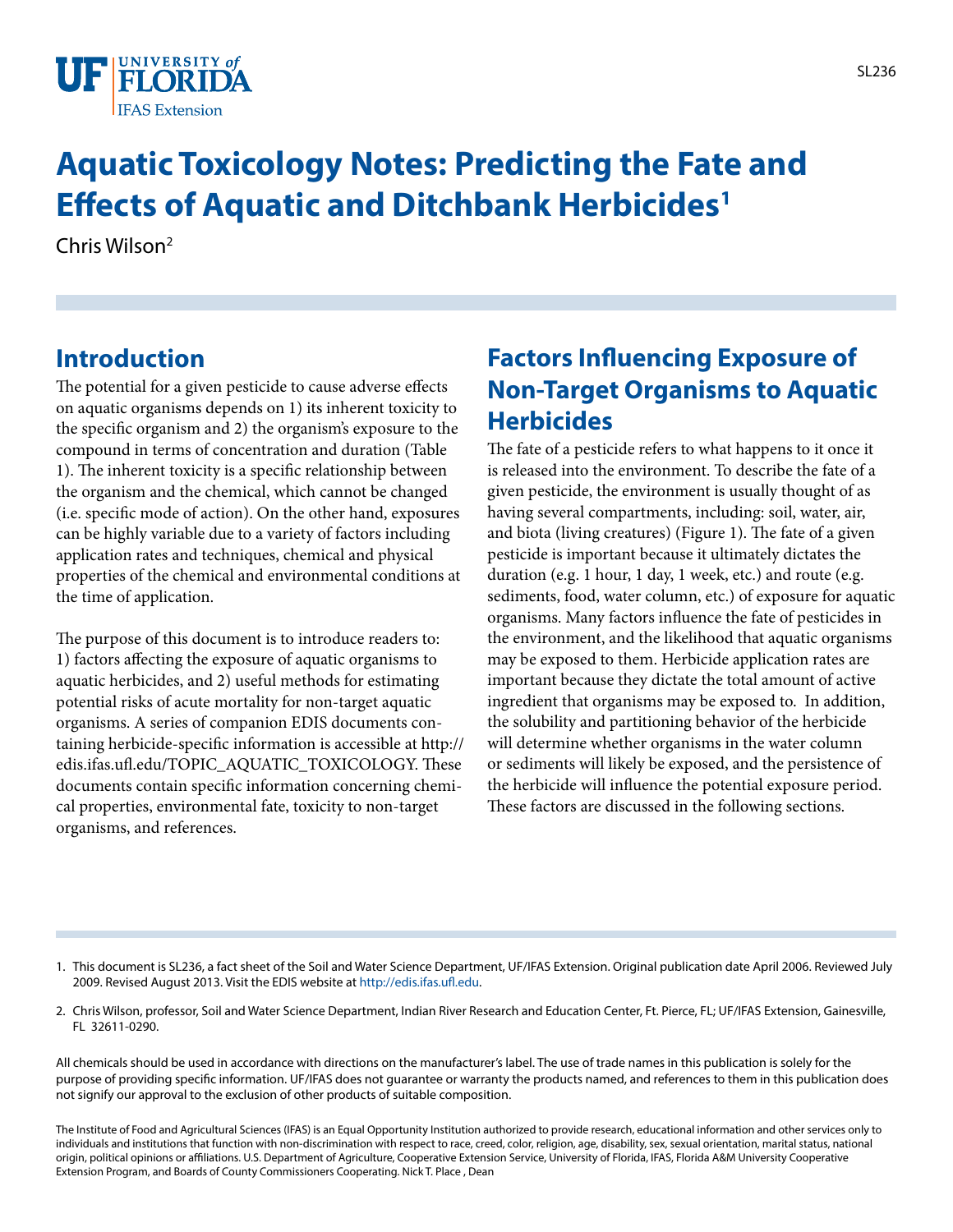# Aquatic Toxicology Notes: Predicting the Fate and Effects of Aquatic and Ditchbank Herbicides[1]

Chris Wilson[2]

## Introduction

The potential for a given pesticide to cause adverse effects on aquatic organisms depends on 1) its inherent toxicity to the specific organism and 2) the organism's exposure to the compound in terms of concentration and duration (Table 1). The inherent toxicity is a specific relationship between the organism and the chemical, which cannot be changed (i.e. specific mode of action). On the other hand, exposures can be highly variable due to a variety of factors including application rates and techniques, chemical and physical properties of the chemical and environmental conditions at the time of application.

The purpose of this document is to introduce readers to: 1) factors affecting the exposure of aquatic organisms to aquatic herbicides, and 2) useful methods for estimating potential risks of acute mortality for non-target aquatic organisms. A series of companion EDIS documents containing herbicide-specific information is accessible at http://edis.ifas.ufl.edu/TOPIC_AQUATIC_TOXICOLOGY. These documents contain specific information concerning chemical properties, environmental fate, toxicity to non-target organisms, and references.

## Factors Influencing Exposure of Non-Target Organisms to Aquatic Herbicides

The fate of a pesticide refers to what happens to it once it is released into the environment. To describe the fate of a given pesticide, the environment is usually thought of as having several compartments, including: soil, water, air, and biota (living creatures) (Figure 1). The fate of a given pesticide is important because it ultimately dictates the duration (e.g. 1 hour, 1 day, 1 week, etc.) and route (e.g. sediments, food, water column, etc.) of exposure for aquatic organisms. Many factors influence the fate of pesticides in the environment, and the likelihood that aquatic organisms may be exposed to them. Herbicide application rates are important because they dictate the total amount of active ingredient that organisms may be exposed to. In addition, the solubility and partitioning behavior of the herbicide will determine whether organisms in the water column or sediments will likely be exposed, and the persistence of the herbicide will influence the potential exposure period. These factors are discussed in the following sections.

1. This document is SL236, a fact sheet of the Soil and Water Science Department, UF/IFAS Extension. Original publication date April 2006. Reviewed July 2009. Revised August 2013. Visit the EDIS website at http://edis.ifas.ufl.edu.

2. Chris Wilson, professor, Soil and Water Science Department, Indian River Research and Education Center, Ft. Pierce, FL; UF/IFAS Extension, Gainesville, FL 32611-0290.

All chemicals should be used in accordance with directions on the manufacturer's label. The use of trade names in this publication is solely for the purpose of providing specific information. UF/IFAS does not guarantee or warranty the products named, and references to them in this publication does not signify our approval to the exclusion of other products of suitable composition.

The Institute of Food and Agricultural Sciences (IFAS) is an Equal Opportunity Institution authorized to provide research, educational information and other services only to individuals and institutions that function with non-discrimination with respect to race, creed, color, religion, age, disability, sex, sexual orientation, marital status, national origin, political opinions or affiliations. U.S. Department of Agriculture, Cooperative Extension Service, University of Florida, IFAS, Florida A&M University Cooperative Extension Program, and Boards of County Commissioners Cooperating. Nick T. Place , Dean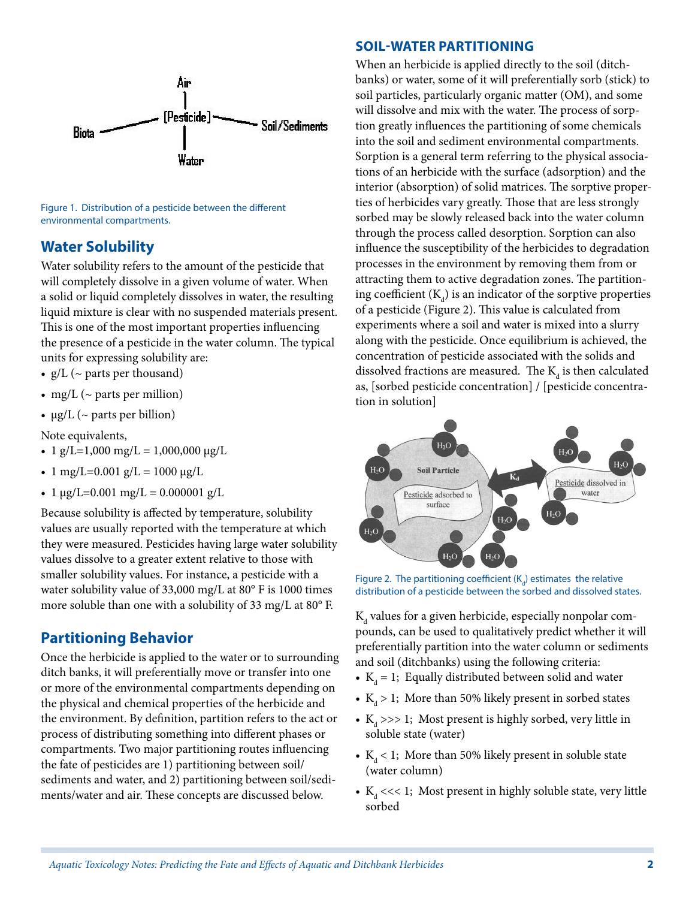Figure 1. Distribution of a pesticide between the different environmental compartments.

## Water Solubility

Water solubility refers to the amount of the pesticide that will completely dissolve in a given volume of water. When a solid or liquid completely dissolves in water, the resulting liquid mixture is clear with no suspended materials present. This is one of the most important properties influencing the presence of a pesticide in the water column. The typical units for expressing solubility are:

- g/L (~ parts per thousand)
- mg/L (~ parts per million)
- µg/L (~ parts per billion)

Note equivalents,

- 1 g/L=1,000 mg/L = 1,000,000 µg/L
- 1 mg/L=0.001 g/L = 1000 µg/L
- 1 µg/L=0.001 mg/L = 0.000001 g/L

Because solubility is affected by temperature, solubility values are usually reported with the temperature at which they were measured. Pesticides having large water solubility values dissolve to a greater extent relative to those with smaller solubility values. For instance, a pesticide with a water solubility value of 33,000 mg/L at 80° F is 1000 times more soluble than one with a solubility of 33 mg/L at 80° F.

## Partitioning Behavior

Once the herbicide is applied to the water or to surrounding ditch banks, it will preferentially move or transfer into one or more of the environmental compartments depending on the physical and chemical properties of the herbicide and the environment. By definition, partition refers to the act or process of distributing something into different phases or compartments. Two major partitioning routes influencing the fate of pesticides are 1) partitioning between soil/sediments and water, and 2) partitioning between soil/sediments/water and air. These concepts are discussed below.

## SOIL-WATER PARTITIONING

When an herbicide is applied directly to the soil (ditchbanks) or water, some of it will preferentially sorb (stick) to soil particles, particularly organic matter (OM), and some will dissolve and mix with the water. The process of sorption greatly influences the partitioning of some chemicals into the soil and sediment environmental compartments. Sorption is a general term referring to the physical associations of an herbicide with the surface (adsorption) and the interior (absorption) of solid matrices. The sorptive properties of herbicides vary greatly. Those that are less strongly sorbed may be slowly released back into the water column through the process called desorption. Sorption can also influence the susceptibility of the herbicides to degradation processes in the environment by removing them from or attracting them to active degradation zones. The partitioning coefficient ($K_d$) is an indicator of the sorptive properties of a pesticide (Figure 2). This value is calculated from experiments where a soil and water is mixed into a slurry along with the pesticide. Once equilibrium is achieved, the concentration of pesticide associated with the solids and dissolved fractions are measured. The $K_d$ is then calculated as, [sorbed pesticide concentration] / [pesticide concentration in solution]

Figure 2. The partitioning coefficient ($K_d$) estimates the relative distribution of a pesticide between the sorbed and dissolved states.

$K_d$ values for a given herbicide, especially nonpolar compounds, can be used to qualitatively predict whether it will preferentially partition into the water column or sediments and soil (ditchbanks) using the following criteria:

- $K_d = 1$; Equally distributed between solid and water
- $K_d > 1$; More than 50% likely present in sorbed states
- $K_d >>> 1$; Most present is highly sorbed, very little in soluble state (water)
- $K_d < 1$; More than 50% likely present in soluble state (water column)
- $K_d <<< 1$; Most present in highly soluble state, very little sorbed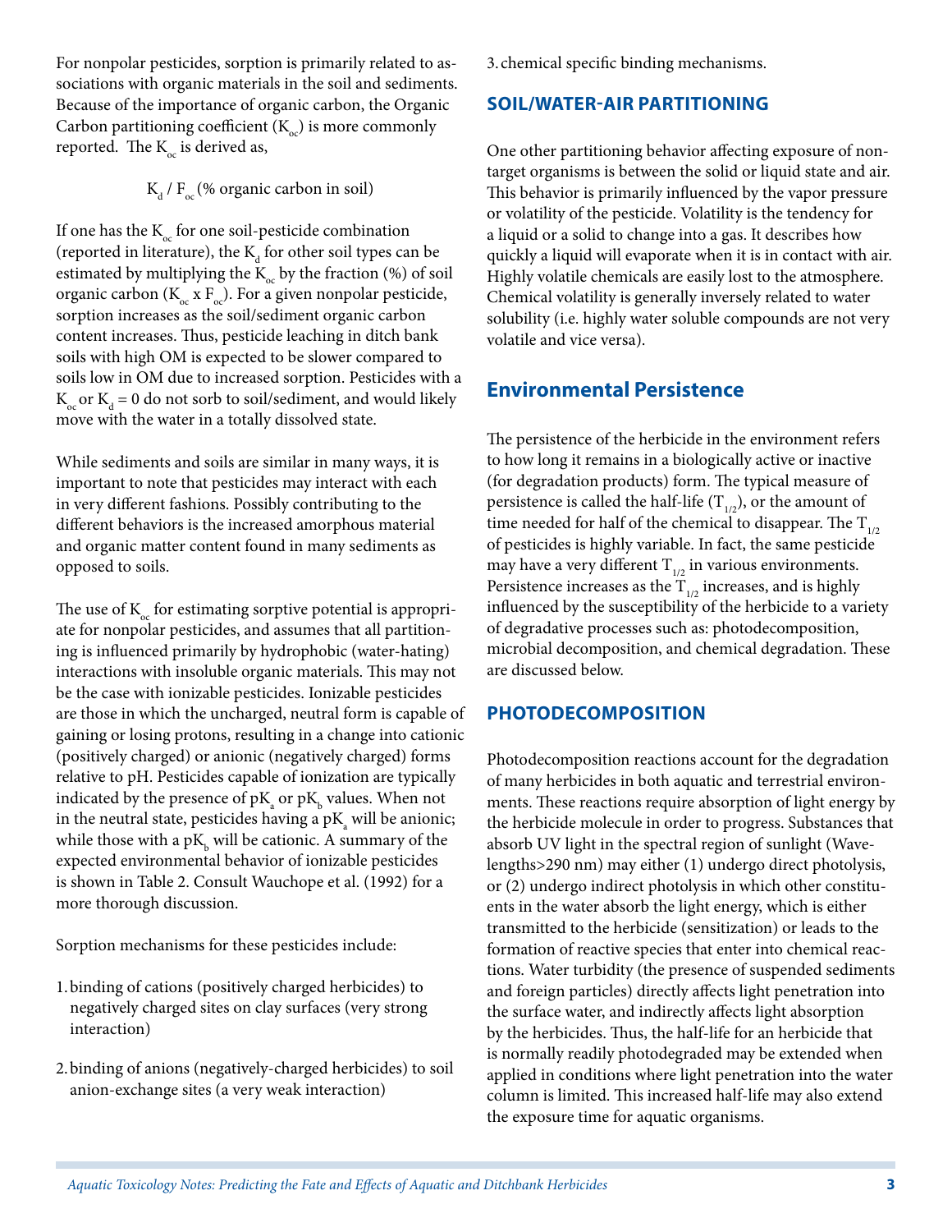For nonpolar pesticides, sorption is primarily related to associations with organic materials in the soil and sediments. Because of the importance of organic carbon, the Organic Carbon partitioning coefficient ($K_{oc}$) is more commonly reported. The $K_{oc}$ is derived as,

$$K_d / F_{oc} \text{ (\% organic carbon in soil)}$$

If one has the $K_{oc}$ for one soil-pesticide combination (reported in literature), the $K_d$ for other soil types can be estimated by multiplying the $K_{oc}$ by the fraction (%) of soil organic carbon ($K_{oc}$ x $F_{oc}$). For a given nonpolar pesticide, sorption increases as the soil/sediment organic carbon content increases. Thus, pesticide leaching in ditch bank soils with high OM is expected to be slower compared to soils low in OM due to increased sorption. Pesticides with a $K_{oc}$ or $K_d = 0$ do not sorb to soil/sediment, and would likely move with the water in a totally dissolved state.

While sediments and soils are similar in many ways, it is important to note that pesticides may interact with each in very different fashions. Possibly contributing to the different behaviors is the increased amorphous material and organic matter content found in many sediments as opposed to soils.

The use of $K_{oc}$ for estimating sorptive potential is appropriate for nonpolar pesticides, and assumes that all partitioning is influenced primarily by hydrophobic (water-hating) interactions with insoluble organic materials. This may not be the case with ionizable pesticides. Ionizable pesticides are those in which the uncharged, neutral form is capable of gaining or losing protons, resulting in a change into cationic (positively charged) or anionic (negatively charged) forms relative to pH. Pesticides capable of ionization are typically indicated by the presence of $pK_a$ or $pK_b$ values. When not in the neutral state, pesticides having a $pK_a$ will be anionic; while those with a $pK_b$ will be cationic. A summary of the expected environmental behavior of ionizable pesticides is shown in Table 2. Consult Wauchope et al. (1992) for a more thorough discussion.

Sorption mechanisms for these pesticides include:

1. binding of cations (positively charged herbicides) to negatively charged sites on clay surfaces (very strong interaction)
2. binding of anions (negatively-charged herbicides) to soil anion-exchange sites (a very weak interaction)
3. chemical specific binding mechanisms.

### SOIL/WATER-AIR PARTITIONING

One other partitioning behavior affecting exposure of non-target organisms is between the solid or liquid state and air. This behavior is primarily influenced by the vapor pressure or volatility of the pesticide. Volatility is the tendency for a liquid or a solid to change into a gas. It describes how quickly a liquid will evaporate when it is in contact with air. Highly volatile chemicals are easily lost to the atmosphere. Chemical volatility is generally inversely related to water solubility (i.e. highly water soluble compounds are not very volatile and vice versa).

## Environmental Persistence

The persistence of the herbicide in the environment refers to how long it remains in a biologically active or inactive (for degradation products) form. The typical measure of persistence is called the half-life ($T_{1/2}$), or the amount of time needed for half of the chemical to disappear. The $T_{1/2}$ of pesticides is highly variable. In fact, the same pesticide may have a very different $T_{1/2}$ in various environments. Persistence increases as the $T_{1/2}$ increases, and is highly influenced by the susceptibility of the herbicide to a variety of degradative processes such as: photodecomposition, microbial decomposition, and chemical degradation. These are discussed below.

### PHOTODECOMPOSITION

Photodecomposition reactions account for the degradation of many herbicides in both aquatic and terrestrial environments. These reactions require absorption of light energy by the herbicide molecule in order to progress. Substances that absorb UV light in the spectral region of sunlight (Wavelengths>290 nm) may either (1) undergo direct photolysis, or (2) undergo indirect photolysis in which other constituents in the water absorb the light energy, which is either transmitted to the herbicide (sensitization) or leads to the formation of reactive species that enter into chemical reactions. Water turbidity (the presence of suspended sediments and foreign particles) directly affects light penetration into the surface water, and indirectly affects light absorption by the herbicides. Thus, the half-life for an herbicide that is normally readily photodegraded may be extended when applied in conditions where light penetration into the water column is limited. This increased half-life may also extend the exposure time for aquatic organisms.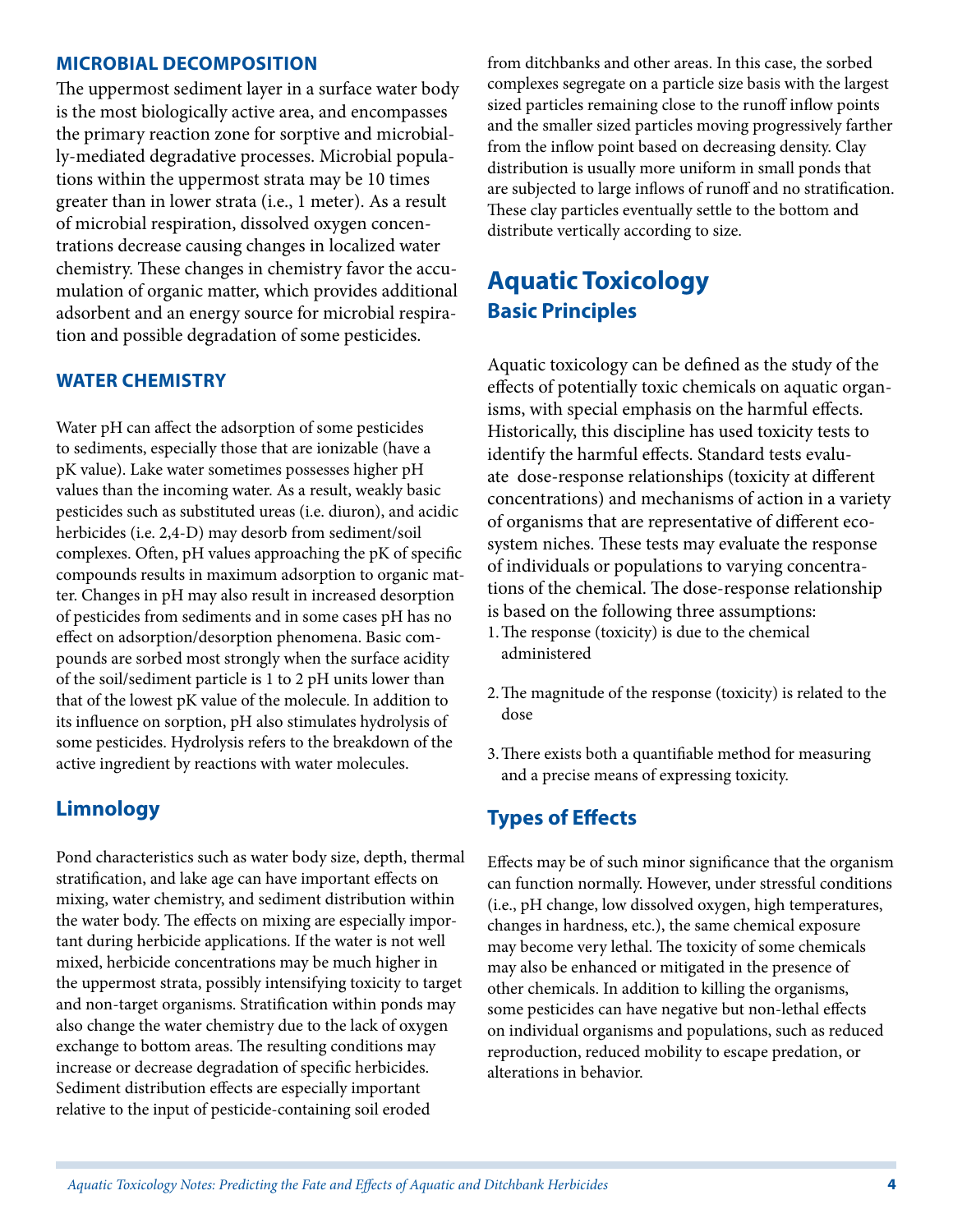### MICROBIAL DECOMPOSITION

The uppermost sediment layer in a surface water body is the most biologically active area, and encompasses the primary reaction zone for sorptive and microbially-mediated degradative processes. Microbial populations within the uppermost strata may be 10 times greater than in lower strata (i.e., 1 meter). As a result of microbial respiration, dissolved oxygen concentrations decrease causing changes in localized water chemistry. These changes in chemistry favor the accumulation of organic matter, which provides additional adsorbent and an energy source for microbial respiration and possible degradation of some pesticides.

### WATER CHEMISTRY

Water pH can affect the adsorption of some pesticides to sediments, especially those that are ionizable (have a pK value). Lake water sometimes possesses higher pH values than the incoming water. As a result, weakly basic pesticides such as substituted ureas (i.e. diuron), and acidic herbicides (i.e. 2,4-D) may desorb from sediment/soil complexes. Often, pH values approaching the pK of specific compounds results in maximum adsorption to organic matter. Changes in pH may also result in increased desorption of pesticides from sediments and in some cases pH has no effect on adsorption/desorption phenomena. Basic compounds are sorbed most strongly when the surface acidity of the soil/sediment particle is 1 to 2 pH units lower than that of the lowest pK value of the molecule. In addition to its influence on sorption, pH also stimulates hydrolysis of some pesticides. Hydrolysis refers to the breakdown of the active ingredient by reactions with water molecules.

## Limnology

Pond characteristics such as water body size, depth, thermal stratification, and lake age can have important effects on mixing, water chemistry, and sediment distribution within the water body. The effects on mixing are especially important during herbicide applications. If the water is not well mixed, herbicide concentrations may be much higher in the uppermost strata, possibly intensifying toxicity to target and non-target organisms. Stratification within ponds may also change the water chemistry due to the lack of oxygen exchange to bottom areas. The resulting conditions may increase or decrease degradation of specific herbicides. Sediment distribution effects are especially important relative to the input of pesticide-containing soil eroded from ditchbanks and other areas. In this case, the sorbed complexes segregate on a particle size basis with the largest sized particles remaining close to the runoff inflow points and the smaller sized particles moving progressively farther from the inflow point based on decreasing density. Clay distribution is usually more uniform in small ponds that are subjected to large inflows of runoff and no stratification. These clay particles eventually settle to the bottom and distribute vertically according to size.

# Aquatic Toxicology

## Basic Principles

Aquatic toxicology can be defined as the study of the effects of potentially toxic chemicals on aquatic organisms, with special emphasis on the harmful effects. Historically, this discipline has used toxicity tests to identify the harmful effects. Standard tests evaluate dose-response relationships (toxicity at different concentrations) and mechanisms of action in a variety of organisms that are representative of different ecosystem niches. These tests may evaluate the response of individuals or populations to varying concentrations of the chemical. The dose-response relationship is based on the following three assumptions:

1. The response (toxicity) is due to the chemical administered
2. The magnitude of the response (toxicity) is related to the dose
3. There exists both a quantifiable method for measuring and a precise means of expressing toxicity.

## Types of Effects

Effects may be of such minor significance that the organism can function normally. However, under stressful conditions (i.e., pH change, low dissolved oxygen, high temperatures, changes in hardness, etc.), the same chemical exposure may become very lethal. The toxicity of some chemicals may also be enhanced or mitigated in the presence of other chemicals. In addition to killing the organisms, some pesticides can have negative but non-lethal effects on individual organisms and populations, such as reduced reproduction, reduced mobility to escape predation, or alterations in behavior.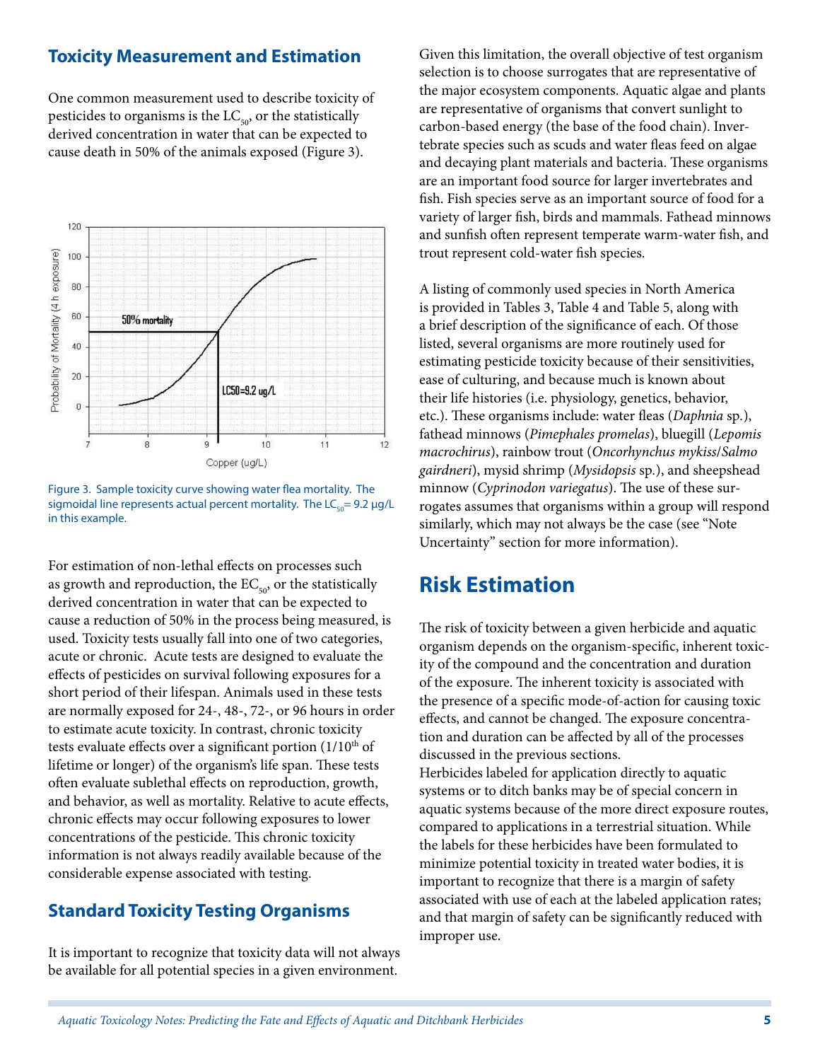### Toxicity Measurement and Estimation

One common measurement used to describe toxicity of pesticides to organisms is the $LC_{50}$, or the statistically derived concentration in water that can be expected to cause death in 50% of the animals exposed (Figure 3).

Figure 3. Sample toxicity curve showing water flea mortality. The sigmoidal line represents actual percent mortality. The $LC_{50}$= 9.2 µg/L in this example.

For estimation of non-lethal effects on processes such as growth and reproduction, the $EC_{50}$, or the statistically derived concentration in water that can be expected to cause a reduction of 50% in the process being measured, is used. Toxicity tests usually fall into one of two categories, acute or chronic. Acute tests are designed to evaluate the effects of pesticides on survival following exposures for a short period of their lifespan. Animals used in these tests are normally exposed for 24-, 48-, 72-, or 96 hours in order to estimate acute toxicity. In contrast, chronic toxicity tests evaluate effects over a significant portion (1/10th of lifetime or longer) of the organism's life span. These tests often evaluate sublethal effects on reproduction, growth, and behavior, as well as mortality. Relative to acute effects, chronic effects may occur following exposures to lower concentrations of the pesticide. This chronic toxicity information is not always readily available because of the considerable expense associated with testing.

### Standard Toxicity Testing Organisms

It is important to recognize that toxicity data will not always be available for all potential species in a given environment. Given this limitation, the overall objective of test organism selection is to choose surrogates that are representative of the major ecosystem components. Aquatic algae and plants are representative of organisms that convert sunlight to carbon-based energy (the base of the food chain). Invertebrate species such as scuds and water fleas feed on algae and decaying plant materials and bacteria. These organisms are an important food source for larger invertebrates and fish. Fish species serve as an important source of food for a variety of larger fish, birds and mammals. Fathead minnows and sunfish often represent temperate warm-water fish, and trout represent cold-water fish species.

A listing of commonly used species in North America is provided in Tables 3, Table 4 and Table 5, along with a brief description of the significance of each. Of those listed, several organisms are more routinely used for estimating pesticide toxicity because of their sensitivities, ease of culturing, and because much is known about their life histories (i.e. physiology, genetics, behavior, etc.). These organisms include: water fleas (*Daphnia* sp.), fathead minnows (*Pimephales promelas*), bluegill (*Lepomis macrochirus*), rainbow trout (*Oncorhynchus mykiss*/*Salmo gairdneri*), mysid shrimp (*Mysidopsis* sp.), and sheepshead minnow (*Cyprinodon variegatus*). The use of these surrogates assumes that organisms within a group will respond similarly, which may not always be the case (see "Note Uncertainty" section for more information).

## Risk Estimation

The risk of toxicity between a given herbicide and aquatic organism depends on the organism-specific, inherent toxicity of the compound and the concentration and duration of the exposure. The inherent toxicity is associated with the presence of a specific mode-of-action for causing toxic effects, and cannot be changed. The exposure concentration and duration can be affected by all of the processes discussed in the previous sections.

Herbicides labeled for application directly to aquatic systems or to ditch banks may be of special concern in aquatic systems because of the more direct exposure routes, compared to applications in a terrestrial situation. While the labels for these herbicides have been formulated to minimize potential toxicity in treated water bodies, it is important to recognize that there is a margin of safety associated with use of each at the labeled application rates; and that margin of safety can be significantly reduced with improper use.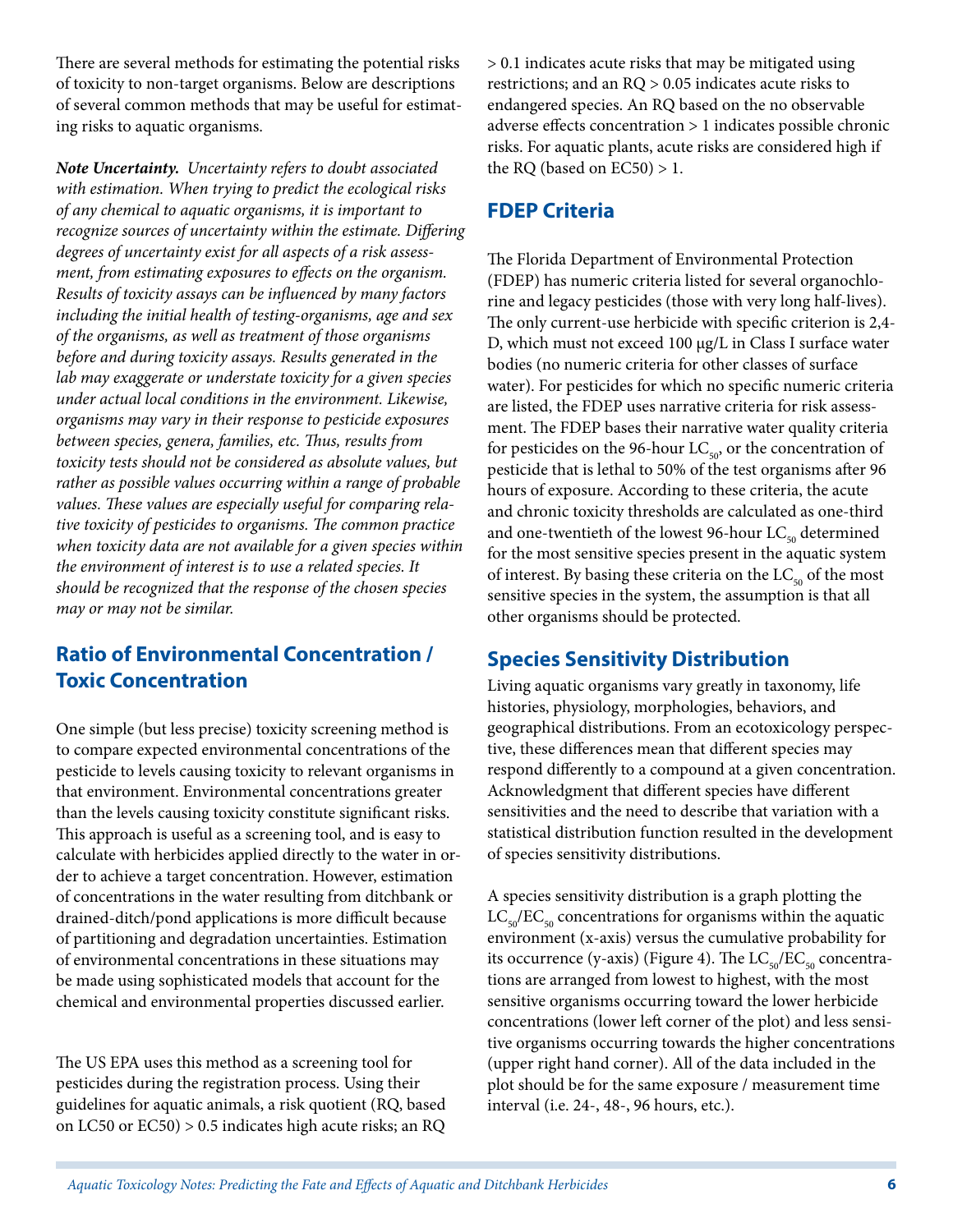There are several methods for estimating the potential risks of toxicity to non-target organisms. Below are descriptions of several common methods that may be useful for estimating risks to aquatic organisms.

***Note Uncertainty.*** *Uncertainty refers to doubt associated with estimation. When trying to predict the ecological risks of any chemical to aquatic organisms, it is important to recognize sources of uncertainty within the estimate. Differing degrees of uncertainty exist for all aspects of a risk assessment, from estimating exposures to effects on the organism. Results of toxicity assays can be influenced by many factors including the initial health of testing-organisms, age and sex of the organisms, as well as treatment of those organisms before and during toxicity assays. Results generated in the lab may exaggerate or understate toxicity for a given species under actual local conditions in the environment. Likewise, organisms may vary in their response to pesticide exposures between species, genera, families, etc. Thus, results from toxicity tests should not be considered as absolute values, but rather as possible values occurring within a range of probable values. These values are especially useful for comparing relative toxicity of pesticides to organisms. The common practice when toxicity data are not available for a given species within the environment of interest is to use a related species. It should be recognized that the response of the chosen species may or may not be similar.*

## Ratio of Environmental Concentration / Toxic Concentration

One simple (but less precise) toxicity screening method is to compare expected environmental concentrations of the pesticide to levels causing toxicity to relevant organisms in that environment. Environmental concentrations greater than the levels causing toxicity constitute significant risks. This approach is useful as a screening tool, and is easy to calculate with herbicides applied directly to the water in order to achieve a target concentration. However, estimation of concentrations in the water resulting from ditchbank or drained-ditch/pond applications is more difficult because of partitioning and degradation uncertainties. Estimation of environmental concentrations in these situations may be made using sophisticated models that account for the chemical and environmental properties discussed earlier.

The US EPA uses this method as a screening tool for pesticides during the registration process. Using their guidelines for aquatic animals, a risk quotient (RQ, based on LC50 or EC50) > 0.5 indicates high acute risks; an RQ > 0.1 indicates acute risks that may be mitigated using restrictions; and an RQ > 0.05 indicates acute risks to endangered species. An RQ based on the no observable adverse effects concentration > 1 indicates possible chronic risks. For aquatic plants, acute risks are considered high if the RQ (based on EC50) > 1.

## FDEP Criteria

The Florida Department of Environmental Protection (FDEP) has numeric criteria listed for several organochlorine and legacy pesticides (those with very long half-lives). The only current-use herbicide with specific criterion is 2,4-D, which must not exceed 100 μg/L in Class I surface water bodies (no numeric criteria for other classes of surface water). For pesticides for which no specific numeric criteria are listed, the FDEP uses narrative criteria for risk assessment. The FDEP bases their narrative water quality criteria for pesticides on the 96-hour $LC_{50}$, or the concentration of pesticide that is lethal to 50% of the test organisms after 96 hours of exposure. According to these criteria, the acute and chronic toxicity thresholds are calculated as one-third and one-twentieth of the lowest 96-hour $LC_{50}$ determined for the most sensitive species present in the aquatic system of interest. By basing these criteria on the $LC_{50}$ of the most sensitive species in the system, the assumption is that all other organisms should be protected.

## Species Sensitivity Distribution

Living aquatic organisms vary greatly in taxonomy, life histories, physiology, morphologies, behaviors, and geographical distributions. From an ecotoxicology perspective, these differences mean that different species may respond differently to a compound at a given concentration. Acknowledgment that different species have different sensitivities and the need to describe that variation with a statistical distribution function resulted in the development of species sensitivity distributions.

A species sensitivity distribution is a graph plotting the $LC_{50}/EC_{50}$ concentrations for organisms within the aquatic environment (x-axis) versus the cumulative probability for its occurrence (y-axis) (Figure 4). The $LC_{50}/EC_{50}$ concentrations are arranged from lowest to highest, with the most sensitive organisms occurring toward the lower herbicide concentrations (lower left corner of the plot) and less sensitive organisms occurring towards the higher concentrations (upper right hand corner). All of the data included in the plot should be for the same exposure / measurement time interval (i.e. 24-, 48-, 96 hours, etc.).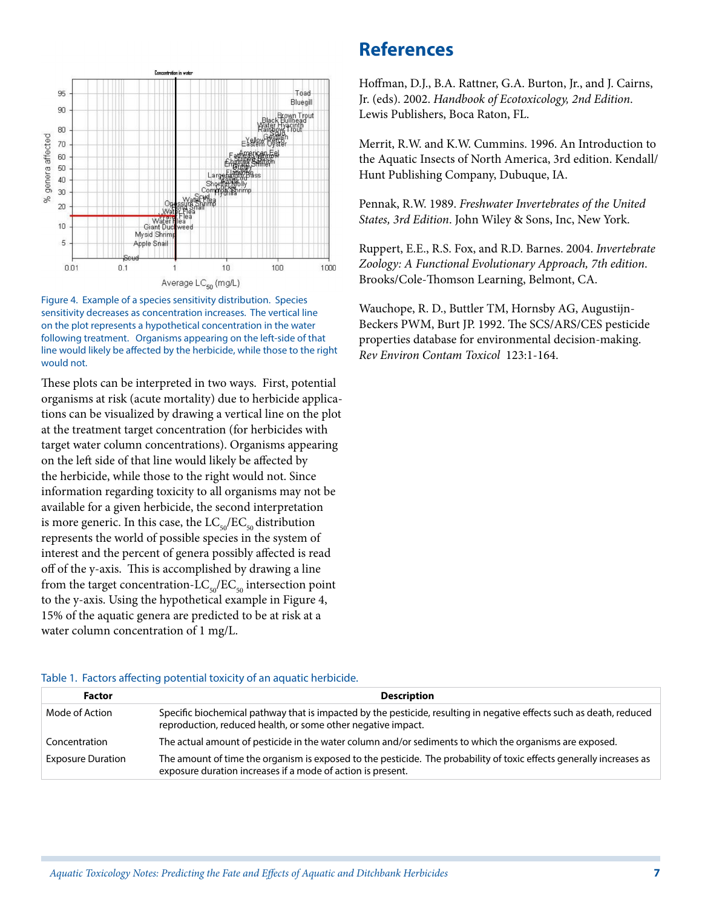Figure 4. Example of a species sensitivity distribution. Species sensitivity decreases as concentration increases. The vertical line on the plot represents a hypothetical concentration in the water following treatment. Organisms appearing on the left-side of that line would likely be affected by the herbicide, while those to the right would not.

These plots can be interpreted in two ways. First, potential organisms at risk (acute mortality) due to herbicide applications can be visualized by drawing a vertical line on the plot at the treatment target concentration (for herbicides with target water column concentrations). Organisms appearing on the left side of that line would likely be affected by the herbicide, while those to the right would not. Since information regarding toxicity to all organisms may not be available for a given herbicide, the second interpretation is more generic. In this case, the $LC_{50}/EC_{50}$ distribution represents the world of possible species in the system of interest and the percent of genera possibly affected is read off of the y-axis. This is accomplished by drawing a line from the target concentration-$LC_{50}/EC_{50}$ intersection point to the y-axis. Using the hypothetical example in Figure 4, 15% of the aquatic genera are predicted to be at risk at a water column concentration of 1 mg/L.

## References

Hoffman, D.J., B.A. Rattner, G.A. Burton, Jr., and J. Cairns, Jr. (eds). 2002. *Handbook of Ecotoxicology, 2nd Edition*. Lewis Publishers, Boca Raton, FL.

Merrit, R.W. and K.W. Cummins. 1996. An Introduction to the Aquatic Insects of North America, 3rd edition. Kendall/ Hunt Publishing Company, Dubuque, IA.

Pennak, R.W. 1989. *Freshwater Invertebrates of the United States, 3rd Edition*. John Wiley & Sons, Inc, New York.

Ruppert, E.E., R.S. Fox, and R.D. Barnes. 2004. *Invertebrate Zoology: A Functional Evolutionary Approach, 7th edition*. Brooks/Cole-Thomson Learning, Belmont, CA.

Wauchope, R. D., Buttler TM, Hornsby AG, Augustijn-Beckers PWM, Burt JP. 1992. The SCS/ARS/CES pesticide properties database for environmental decision-making. *Rev Environ Contam Toxicol* 123:1-164.

Table 1. Factors affecting potential toxicity of an aquatic herbicide.

| Factor | Description |
|---|---|
| Mode of Action | Specific biochemical pathway that is impacted by the pesticide, resulting in negative effects such as death, reduced reproduction, reduced health, or some other negative impact. |
| Concentration | The actual amount of pesticide in the water column and/or sediments to which the organisms are exposed. |
| Exposure Duration | The amount of time the organism is exposed to the pesticide. The probability of toxic effects generally increases as exposure duration increases if a mode of action is present. |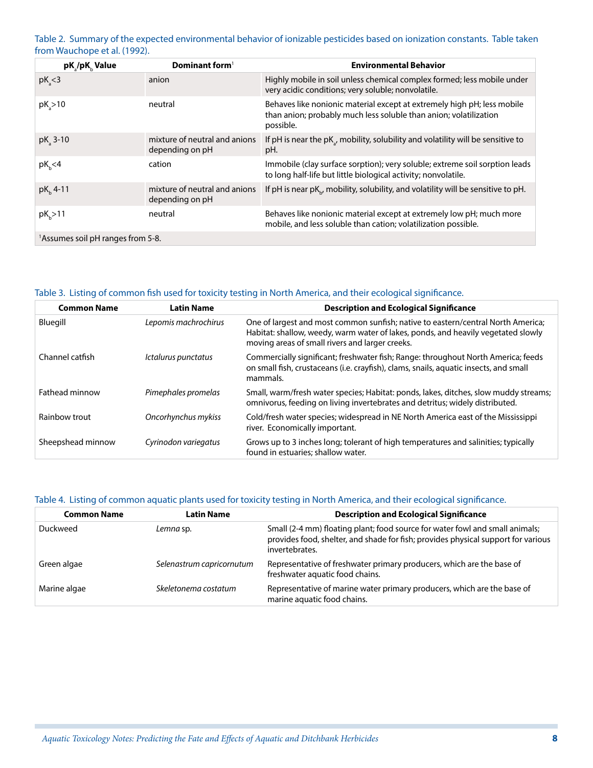Table 2. Summary of the expected environmental behavior of ionizable pesticides based on ionization constants. Table taken from Wauchope et al. (1992).

| $pK_a$/$pK_b$ Value | Dominant form[1] | Environmental Behavior |
|---|---|---|
| $pK_a$<3 | anion | Highly mobile in soil unless chemical complex formed; less mobile under very acidic conditions; very soluble; nonvolatile. |
| $pK_a$>10 | neutral | Behaves like nonionic material except at extremely high pH; less mobile than anion; probably much less soluble than anion; volatilization possible. |
| $pK_a$ 3-10 | mixture of neutral and anions depending on pH | If pH is near the $pK_a$, mobility, solubility and volatility will be sensitive to pH. |
| $pK_b$<4 | cation | Immobile (clay surface sorption); very soluble; extreme soil sorption leads to long half-life but little biological activity; nonvolatile. |
| $pK_b$ 4-11 | mixture of neutral and anions depending on pH | If pH is near $pK_b$, mobility, solubility, and volatility will be sensitive to pH. |
| $pK_b$>11 | neutral | Behaves like nonionic material except at extremely low pH; much more mobile, and less soluble than cation; volatilization possible. |

[1]Assumes soil pH ranges from 5-8.

Table 3. Listing of common fish used for toxicity testing in North America, and their ecological significance.

| Common Name | Latin Name | Description and Ecological Significance |
|---|---|---|
| Bluegill | *Lepomis machrochirus* | One of largest and most common sunfish; native to eastern/central North America; Habitat: shallow, weedy, warm water of lakes, ponds, and heavily vegetated slowly moving areas of small rivers and larger creeks. |
| Channel catfish | *Ictalurus punctatus* | Commercially significant; freshwater fish; Range: throughout North America; feeds on small fish, crustaceans (i.e. crayfish), clams, snails, aquatic insects, and small mammals. |
| Fathead minnow | *Pimephales promelas* | Small, warm/fresh water species; Habitat: ponds, lakes, ditches, slow muddy streams; omnivorous, feeding on living invertebrates and detritus; widely distributed. |
| Rainbow trout | *Oncorhynchus mykiss* | Cold/fresh water species; widespread in NE North America east of the Mississippi river. Economically important. |
| Sheepshead minnow | *Cyrinodon variegatus* | Grows up to 3 inches long; tolerant of high temperatures and salinities; typically found in estuaries; shallow water. |

Table 4. Listing of common aquatic plants used for toxicity testing in North America, and their ecological significance.

| Common Name | Latin Name | Description and Ecological Significance |
|---|---|---|
| Duckweed | *Lemna* sp. | Small (2-4 mm) floating plant; food source for water fowl and small animals; provides food, shelter, and shade for fish; provides physical support for various invertebrates. |
| Green algae | *Selenastrum capricornutum* | Representative of freshwater primary producers, which are the base of freshwater aquatic food chains. |
| Marine algae | *Skeletonema costatum* | Representative of marine water primary producers, which are the base of marine aquatic food chains. |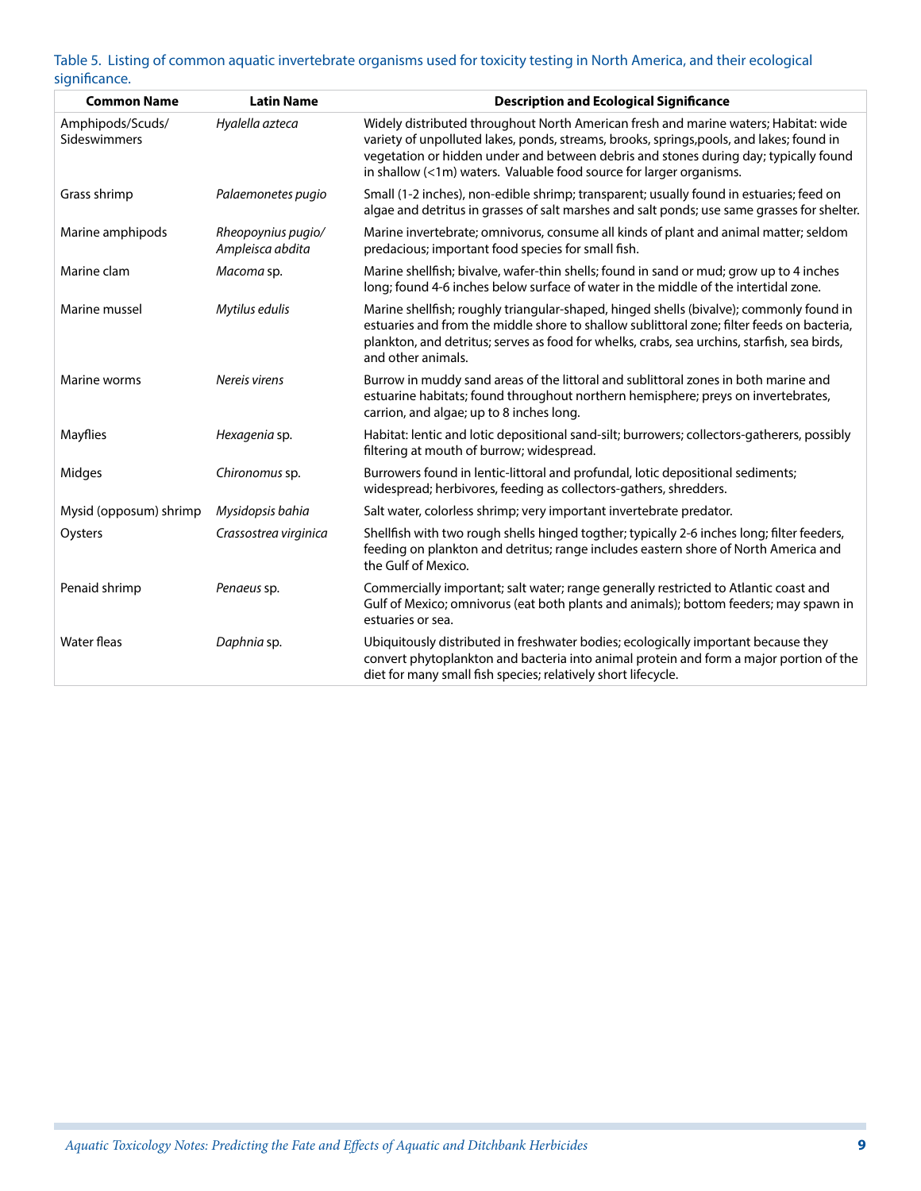Table 5. Listing of common aquatic invertebrate organisms used for toxicity testing in North America, and their ecological significance.

| Common Name | Latin Name | Description and Ecological Significance |
|---|---|---|
| Amphipods/Scuds/ Sideswimmers | *Hyalella azteca* | Widely distributed throughout North American fresh and marine waters; Habitat: wide variety of unpolluted lakes, ponds, streams, brooks, springs,pools, and lakes; found in vegetation or hidden under and between debris and stones during day; typically found in shallow (<1m) waters. Valuable food source for larger organisms. |
| Grass shrimp | *Palaemonetes pugio* | Small (1-2 inches), non-edible shrimp; transparent; usually found in estuaries; feed on algae and detritus in grasses of salt marshes and salt ponds; use same grasses for shelter. |
| Marine amphipods | *Rheopoynius pugio/ Ampleisca abdita* | Marine invertebrate; omnivorus, consume all kinds of plant and animal matter; seldom predacious; important food species for small fish. |
| Marine clam | *Macoma* sp. | Marine shellfish; bivalve, wafer-thin shells; found in sand or mud; grow up to 4 inches long; found 4-6 inches below surface of water in the middle of the intertidal zone. |
| Marine mussel | *Mytilus edulis* | Marine shellfish; roughly triangular-shaped, hinged shells (bivalve); commonly found in estuaries and from the middle shore to shallow sublittoral zone; filter feeds on bacteria, plankton, and detritus; serves as food for whelks, crabs, sea urchins, starfish, sea birds, and other animals. |
| Marine worms | *Nereis virens* | Burrow in muddy sand areas of the littoral and sublittoral zones in both marine and estuarine habitats; found throughout northern hemisphere; preys on invertebrates, carrion, and algae; up to 8 inches long. |
| Mayflies | *Hexagenia* sp. | Habitat: lentic and lotic depositional sand-silt; burrowers; collectors-gatherers, possibly filtering at mouth of burrow; widespread. |
| Midges | *Chironomus* sp. | Burrowers found in lentic-littoral and profundal, lotic depositional sediments; widespread; herbivores, feeding as collectors-gathers, shredders. |
| Mysid (opposum) shrimp | *Mysidopsis bahia* | Salt water, colorless shrimp; very important invertebrate predator. |
| Oysters | *Crassostrea virginica* | Shellfish with two rough shells hinged togther; typically 2-6 inches long; filter feeders, feeding on plankton and detritus; range includes eastern shore of North America and the Gulf of Mexico. |
| Penaid shrimp | *Penaeus* sp. | Commercially important; salt water; range generally restricted to Atlantic coast and Gulf of Mexico; omnivorus (eat both plants and animals); bottom feeders; may spawn in estuaries or sea. |
| Water fleas | *Daphnia* sp. | Ubiquitously distributed in freshwater bodies; ecologically important because they convert phytoplankton and bacteria into animal protein and form a major portion of the diet for many small fish species; relatively short lifecycle. |